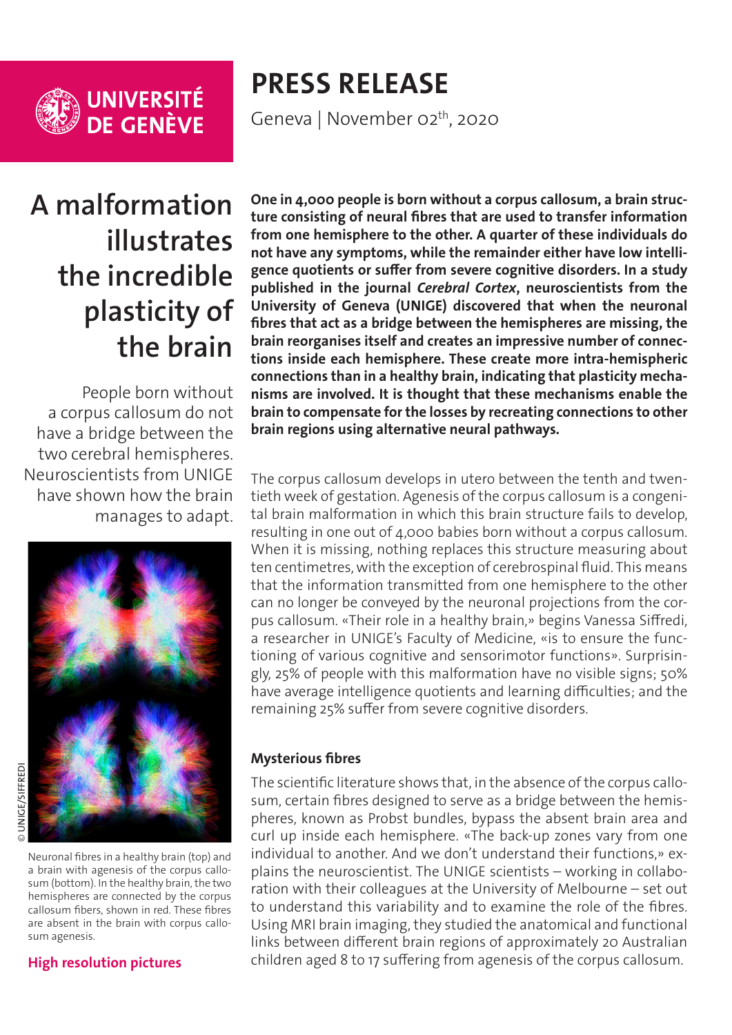UNIVERSITÉ DE GENÈVE

# PRESS RELEASE

Geneva | November 02th, 2020

## A malformation illustrates the incredible plasticity of the brain

People born without a corpus callosum do not have a bridge between the two cerebral hemispheres. Neuroscientists from UNIGE have shown how the brain manages to adapt.

© UNIGE/SIFFREDI

Neuronal fibres in a healthy brain (top) and a brain with agenesis of the corpus callosum (bottom). In the healthy brain, the two hemispheres are connected by the corpus callosum fibers, shown in red. These fibres are absent in the brain with corpus callosum agenesis.

**High resolution pictures**

**One in 4,000 people is born without a corpus callosum, a brain structure consisting of neural fibres that are used to transfer information from one hemisphere to the other. A quarter of these individuals do not have any symptoms, while the remainder either have low intelligence quotients or suffer from severe cognitive disorders. In a study published in the journal *Cerebral Cortex*, neuroscientists from the University of Geneva (UNIGE) discovered that when the neuronal fibres that act as a bridge between the hemispheres are missing, the brain reorganises itself and creates an impressive number of connections inside each hemisphere. These create more intra-hemispheric connections than in a healthy brain, indicating that plasticity mechanisms are involved. It is thought that these mechanisms enable the brain to compensate for the losses by recreating connections to other brain regions using alternative neural pathways.**

The corpus callosum develops in utero between the tenth and twentieth week of gestation. Agenesis of the corpus callosum is a congenital brain malformation in which this brain structure fails to develop, resulting in one out of 4,000 babies born without a corpus callosum. When it is missing, nothing replaces this structure measuring about ten centimetres, with the exception of cerebrospinal fluid. This means that the information transmitted from one hemisphere to the other can no longer be conveyed by the neuronal projections from the corpus callosum. «Their role in a healthy brain,» begins Vanessa Siffredi, a researcher in UNIGE's Faculty of Medicine, «is to ensure the functioning of various cognitive and sensorimotor functions». Surprisingly, 25% of people with this malformation have no visible signs; 50% have average intelligence quotients and learning difficulties; and the remaining 25% suffer from severe cognitive disorders.

### Mysterious fibres

The scientific literature shows that, in the absence of the corpus callosum, certain fibres designed to serve as a bridge between the hemispheres, known as Probst bundles, bypass the absent brain area and curl up inside each hemisphere. «The back-up zones vary from one individual to another. And we don't understand their functions,» explains the neuroscientist. The UNIGE scientists – working in collaboration with their colleagues at the University of Melbourne – set out to understand this variability and to examine the role of the fibres. Using MRI brain imaging, they studied the anatomical and functional links between different brain regions of approximately 20 Australian children aged 8 to 17 suffering from agenesis of the corpus callosum.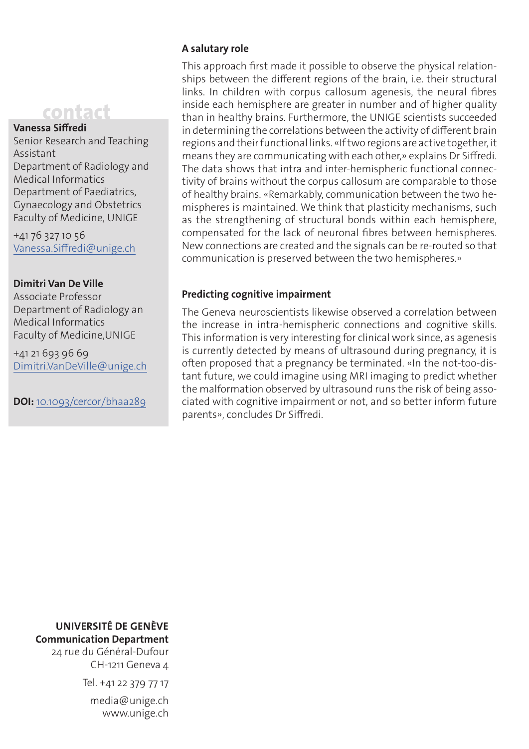## A salutary role

This approach first made it possible to observe the physical relationships between the different regions of the brain, i.e. their structural links. In children with corpus callosum agenesis, the neural fibres inside each hemisphere are greater in number and of higher quality than in healthy brains. Furthermore, the UNIGE scientists succeeded in determining the correlations between the activity of different brain regions and their functional links. «If two regions are active together, it means they are communicating with each other,» explains Dr Siffredi. The data shows that intra and inter-hemispheric functional connectivity of brains without the corpus callosum are comparable to those of healthy brains. «Remarkably, communication between the two hemispheres is maintained. We think that plasticity mechanisms, such as the strengthening of structural bonds within each hemisphere, compensated for the lack of neuronal fibres between hemispheres. New connections are created and the signals can be re-routed so that communication is preserved between the two hemispheres.»

## Predicting cognitive impairment

The Geneva neuroscientists likewise observed a correlation between the increase in intra-hemispheric connections and cognitive skills. This information is very interesting for clinical work since, as agenesis is currently detected by means of ultrasound during pregnancy, it is often proposed that a pregnancy be terminated. «In the not-too-distant future, we could imagine using MRI imaging to predict whether the malformation observed by ultrasound runs the risk of being associated with cognitive impairment or not, and so better inform future parents», concludes Dr Siffredi.

## contact

**Vanessa Siffredi**
Senior Research and Teaching Assistant
Department of Radiology and Medical Informatics
Department of Paediatrics, Gynaecology and Obstetrics
Faculty of Medicine, UNIGE

+41 76 327 10 56
Vanessa.Siffredi@unige.ch

**Dimitri Van De Ville**
Associate Professor
Department of Radiology an Medical Informatics
Faculty of Medicine,UNIGE

+41 21 693 96 69
Dimitri.VanDeVille@unige.ch

**DOI:** 10.1093/cercor/bhaa289

**UNIVERSITÉ DE GENÈVE**
**Communication Department**
24 rue du Général-Dufour
CH-1211 Geneva 4

Tel. +41 22 379 77 17

media@unige.ch
www.unige.ch